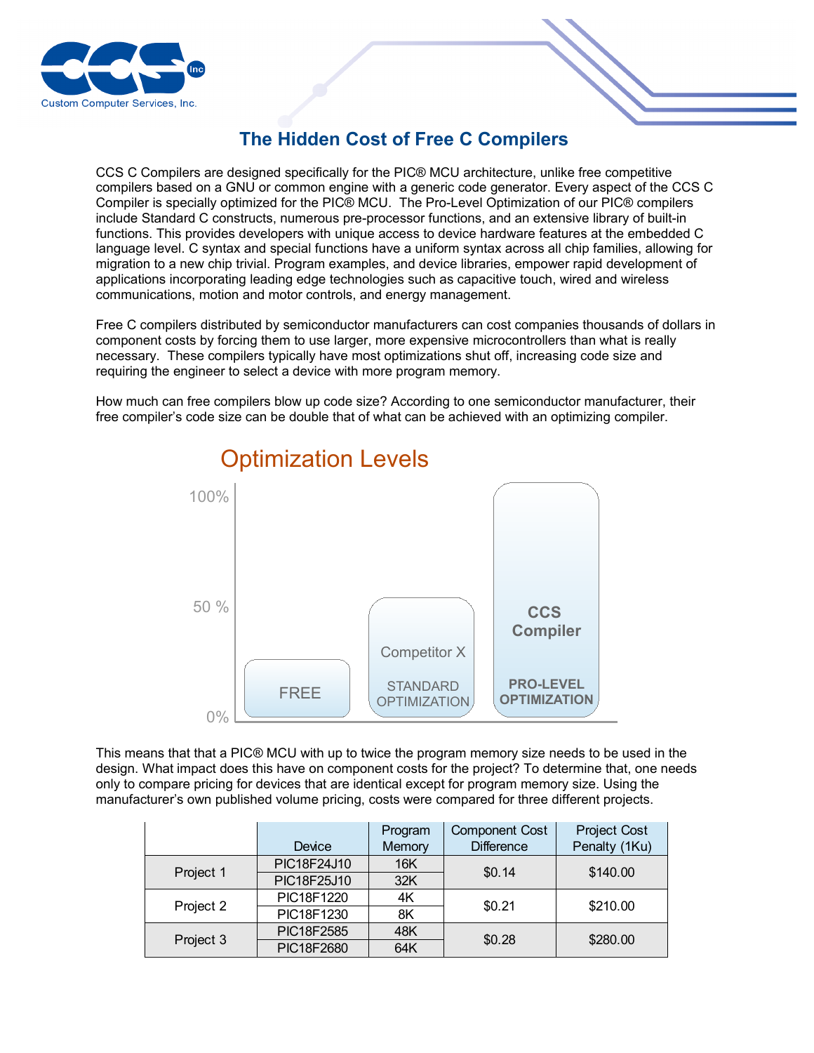# The Hidden Cost of Free C Compilers

CCS C Compilers are designed specifically for the PIC® MCU architecture, unlike free competitive compilers based on a GNU or common engine with a generic code generator. Every aspect of the CCS C Compiler is specially optimized for the PIC® MCU. The Pro-Level Optimization of our PIC® compilers include Standard C constructs, numerous pre-processor functions, and an extensive library of built-in functions. This provides developers with unique access to device hardware features at the embedded C language level. C syntax and special functions have a uniform syntax across all chip families, allowing for migration to a new chip trivial. Program examples, and device libraries, empower rapid development of applications incorporating leading edge technologies such as capacitive touch, wired and wireless communications, motion and motor controls, and energy management.

Free C compilers distributed by semiconductor manufacturers can cost companies thousands of dollars in component costs by forcing them to use larger, more expensive microcontrollers than what is really necessary. These compilers typically have most optimizations shut off, increasing code size and requiring the engineer to select a device with more program memory.

How much can free compilers blow up code size? According to one semiconductor manufacturer, their free compiler's code size can be double that of what can be achieved with an optimizing compiler.

## Optimization Levels

| Compiler | Optimization Level |
|---|---|
| FREE | ~25% |
| Competitor X – STANDARD OPTIMIZATION | ~50% |
| CCS Compiler – PRO-LEVEL OPTIMIZATION | 100% |

This means that that a PIC® MCU with up to twice the program memory size needs to be used in the design. What impact does this have on component costs for the project? To determine that, one needs only to compare pricing for devices that are identical except for program memory size. Using the manufacturer's own published volume pricing, costs were compared for three different projects.

| | Device | Program Memory | Component Cost Difference | Project Cost Penalty (1Ku) |
|---|---|---|---|---|
| Project 1 | PIC18F24J10 | 16K | $0.14 | $140.00 |
| | PIC18F25J10 | 32K | | |
| Project 2 | PIC18F1220 | 4K | $0.21 | $210.00 |
| | PIC18F1230 | 8K | | |
| Project 3 | PIC18F2585 | 48K | $0.28 | $280.00 |
| | PIC18F2680 | 64K | | |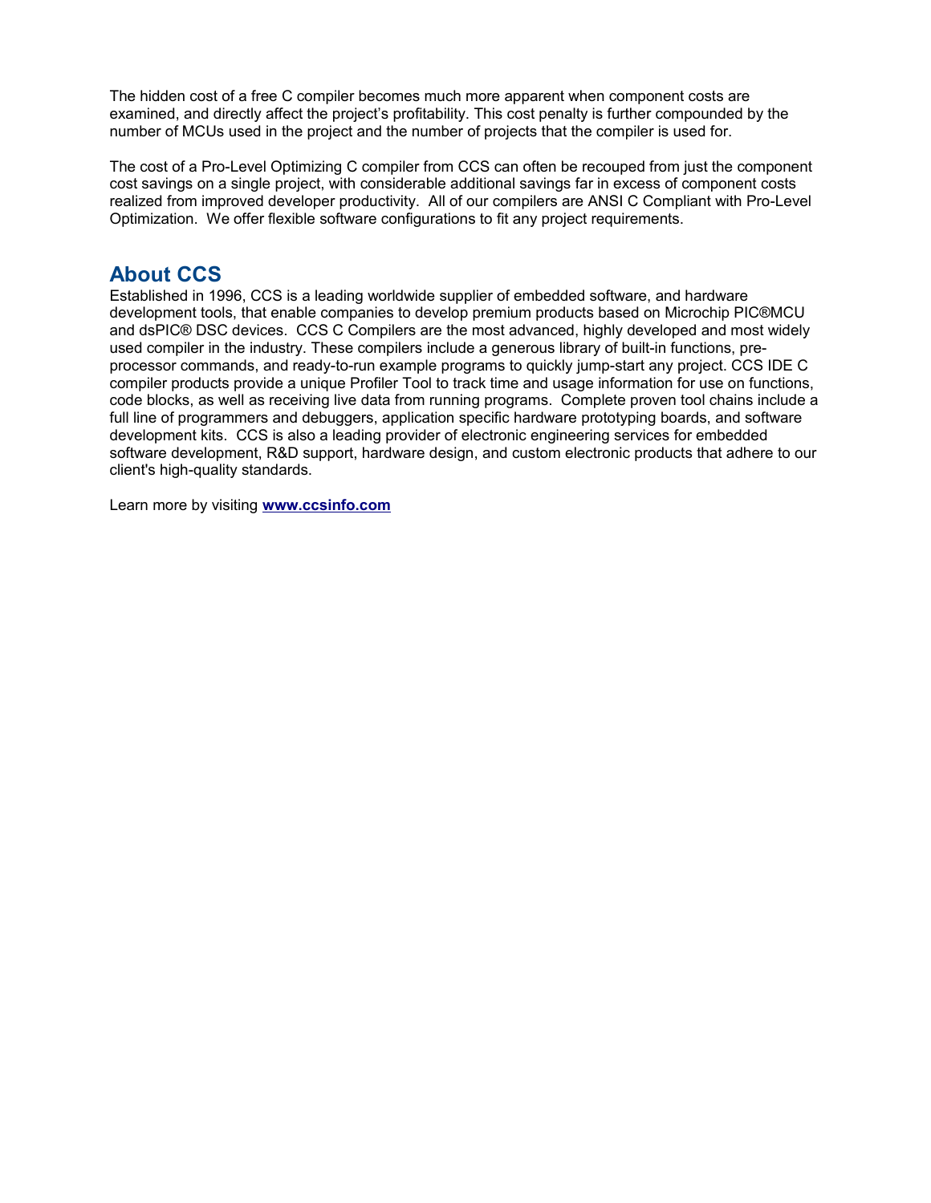The hidden cost of a free C compiler becomes much more apparent when component costs are examined, and directly affect the project's profitability. This cost penalty is further compounded by the number of MCUs used in the project and the number of projects that the compiler is used for.

The cost of a Pro-Level Optimizing C compiler from CCS can often be recouped from just the component cost savings on a single project, with considerable additional savings far in excess of component costs realized from improved developer productivity. All of our compilers are ANSI C Compliant with Pro-Level Optimization. We offer flexible software configurations to fit any project requirements.

## About CCS

Established in 1996, CCS is a leading worldwide supplier of embedded software, and hardware development tools, that enable companies to develop premium products based on Microchip PIC®MCU and dsPIC® DSC devices. CCS C Compilers are the most advanced, highly developed and most widely used compiler in the industry. These compilers include a generous library of built-in functions, pre-processor commands, and ready-to-run example programs to quickly jump-start any project. CCS IDE C compiler products provide a unique Profiler Tool to track time and usage information for use on functions, code blocks, as well as receiving live data from running programs. Complete proven tool chains include a full line of programmers and debuggers, application specific hardware prototyping boards, and software development kits. CCS is also a leading provider of electronic engineering services for embedded software development, R&D support, hardware design, and custom electronic products that adhere to our client's high-quality standards.

Learn more by visiting **www.ccsinfo.com**